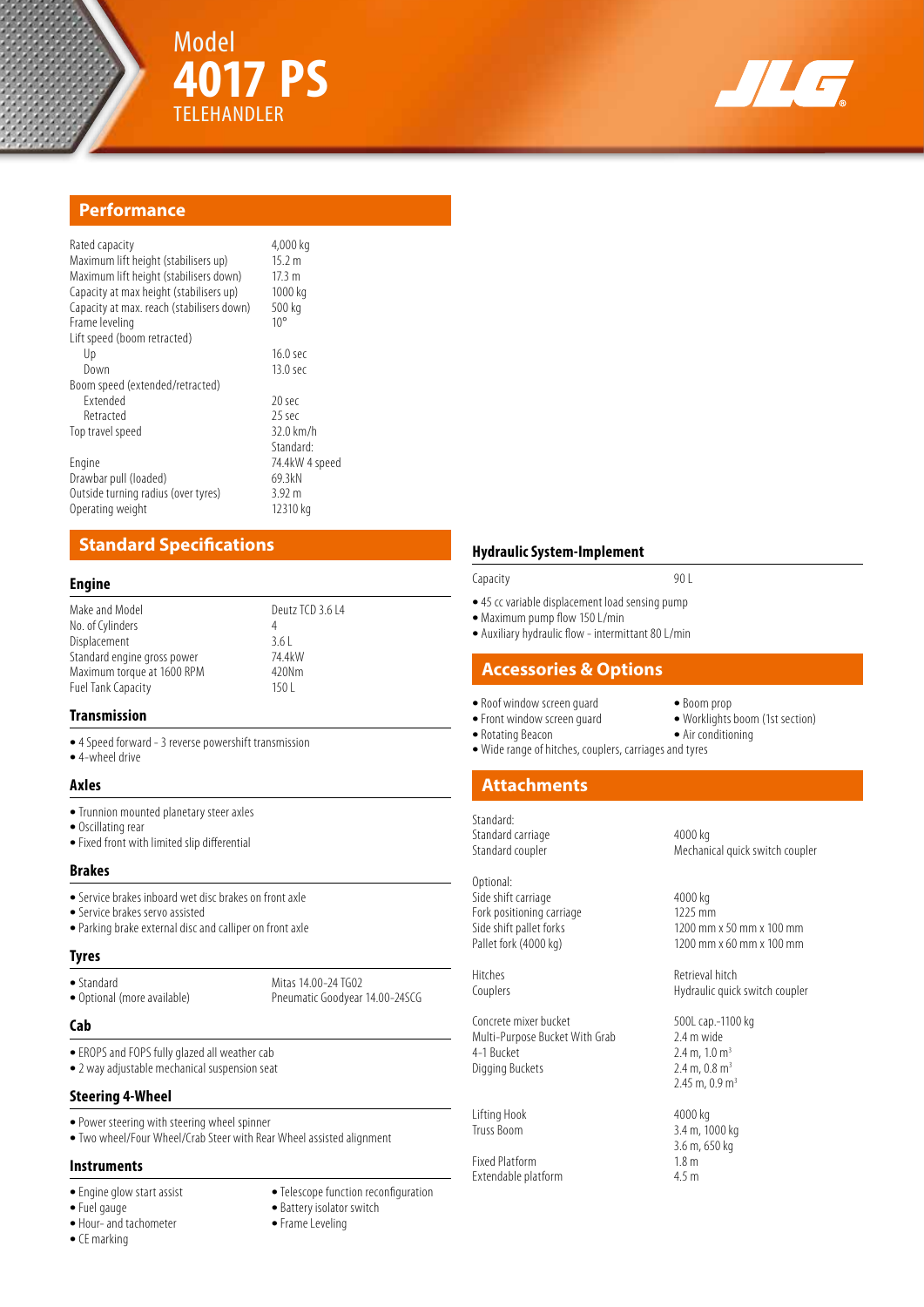# Model 4017 PS TELEHANDLER

JLG

## Performance

| | |
|---|---|
| Rated capacity | 4,000 kg |
| Maximum lift height (stabilisers up) | 15.2 m |
| Maximum lift height (stabilisers down) | 17.3 m |
| Capacity at max height (stabilisers up) | 1000 kg |
| Capacity at max. reach (stabilisers down) | 500 kg |
| Frame leveling | 10° |
| Lift speed (boom retracted) | |
| Up | 16.0 sec |
| Down | 13.0 sec |
| Boom speed (extended/retracted) | |
| Extended | 20 sec |
| Retracted | 25 sec |
| Top travel speed | 32.0 km/h |
| | Standard: |
| Engine | 74.4kW 4 speed |
| Drawbar pull (loaded) | 69.3kN |
| Outside turning radius (over tyres) | 3.92 m |
| Operating weight | 12310 kg |

## Standard Specifications

### Engine

| | |
|---|---|
| Make and Model | Deutz TCD 3.6 L4 |
| No. of Cylinders | 4 |
| Displacement | 3.6 L |
| Standard engine gross power | 74.4kW |
| Maximum torque at 1600 RPM | 420Nm |
| Fuel Tank Capacity | 150 L |

### Transmission

- 4 Speed forward - 3 reverse powershift transmission
- 4-wheel drive

### Axles

- Trunnion mounted planetary steer axles
- Oscillating rear
- Fixed front with limited slip differential

### Brakes

- Service brakes inboard wet disc brakes on front axle
- Service brakes servo assisted
- Parking brake external disc and calliper on front axle

### Tyres

| | |
|---|---|
| • Standard | Mitas 14.00-24 TG02 |
| • Optional (more available) | Pneumatic Goodyear 14.00-24SCG |

### Cab

- EROPS and FOPS fully glazed all weather cab
- 2 way adjustable mechanical suspension seat

### Steering 4-Wheel

- Power steering with steering wheel spinner
- Two wheel/Four Wheel/Crab Steer with Rear Wheel assisted alignment

### Instruments

- Engine glow start assist
- Fuel gauge
- Hour- and tachometer
- CE marking
- Telescope function reconfiguration
- Battery isolator switch
- Frame Leveling

### Hydraulic System-Implement

| | |
|---|---|
| Capacity | 90 L |

- 45 cc variable displacement load sensing pump
- Maximum pump flow 150 L/min
- Auxiliary hydraulic flow - intermittant 80 L/min

## Accessories & Options

- Roof window screen guard
- Front window screen guard
- Rotating Beacon
- Wide range of hitches, couplers, carriages and tyres
- Boom prop
- Worklights boom (1st section)
- Air conditioning

## Attachments

| | |
|---|---|
| Standard: | |
| Standard carriage | 4000 kg |
| Standard coupler | Mechanical quick switch coupler |
| Optional: | |
| Side shift carriage | 4000 kg |
| Fork positioning carriage | 1225 mm |
| Side shift pallet forks | 1200 mm x 50 mm x 100 mm |
| Pallet fork (4000 kg) | 1200 mm x 60 mm x 100 mm |
| Hitches | Retrieval hitch |
| Couplers | Hydraulic quick switch coupler |
| Concrete mixer bucket | 500L cap.-1100 kg |
| Multi-Purpose Bucket With Grab | 2.4 m wide |
| 4-1 Bucket | 2.4 m, 1.0 m$^3$ |
| Digging Buckets | 2.4 m, 0.8 m$^3$ |
| | 2.45 m, 0.9 m$^3$ |
| Lifting Hook | 4000 kg |
| Truss Boom | 3.4 m, 1000 kg |
| | 3.6 m, 650 kg |
| Fixed Platform | 1.8 m |
| Extendable platform | 4.5 m |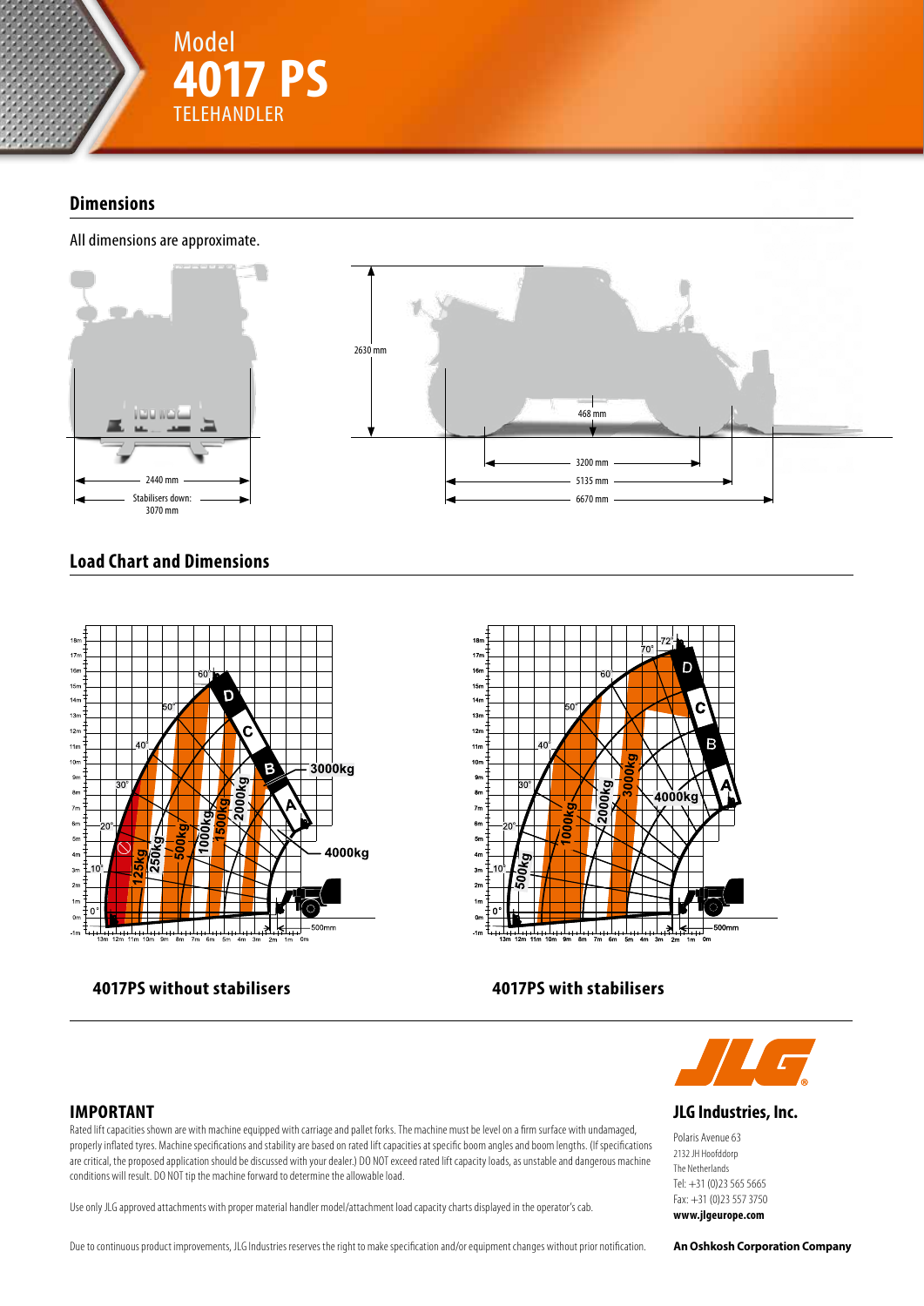Model
# 4017 PS
TELEHANDLER

## Dimensions

All dimensions are approximate.

2440 mm
Stabilisers down: 3070 mm

2630 mm
468 mm
3200 mm
5135 mm
6670 mm

## Load Chart and Dimensions

3000kg
4000kg
2000kg
1500kg
1000kg
500kg
250kg
125kg
A B C D
0° 10° 20° 30° 40° 50° 60°
500mm

**4017PS without stabilisers**

4000kg
3000kg
2000kg
1000kg
500kg
A B C D
0° 10° 20° 30° 40° 50° 60° 70° 72°
500mm

**4017PS with stabilisers**

## IMPORTANT

Rated lift capacities shown are with machine equipped with carriage and pallet forks. The machine must be level on a firm surface with undamaged, properly inflated tyres. Machine specifications and stability are based on rated lift capacities at specific boom angles and boom lengths. (If specifications are critical, the proposed application should be discussed with your dealer.) DO NOT exceed rated lift capacity loads, as unstable and dangerous machine conditions will result. DO NOT tip the machine forward to determine the allowable load.

Use only JLG approved attachments with proper material handler model/attachment load capacity charts displayed in the operator's cab.

Due to continuous product improvements, JLG Industries reserves the right to make specification and/or equipment changes without prior notification.

JLG

**JLG Industries, Inc.**

Polaris Avenue 63
2132 JH Hoofddorp
The Netherlands
Tel: +31 (0)23 565 5665
Fax: +31 (0)23 557 3750
**www.jlgeurope.com**

**An Oshkosh Corporation Company**